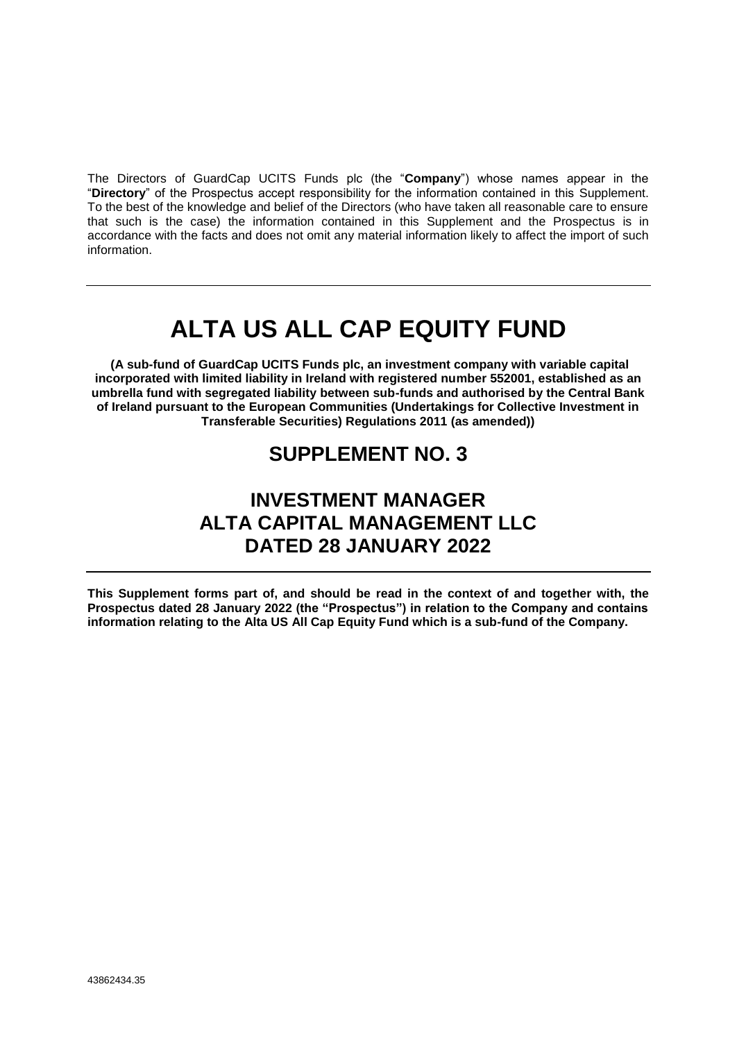The Directors of GuardCap UCITS Funds plc (the "**Company**") whose names appear in the "**Directory**" of the Prospectus accept responsibility for the information contained in this Supplement. To the best of the knowledge and belief of the Directors (who have taken all reasonable care to ensure that such is the case) the information contained in this Supplement and the Prospectus is in accordance with the facts and does not omit any material information likely to affect the import of such information.

---

# ALTA US ALL CAP EQUITY FUND

**(A sub-fund of GuardCap UCITS Funds plc, an investment company with variable capital incorporated with limited liability in Ireland with registered number 552001, established as an umbrella fund with segregated liability between sub-funds and authorised by the Central Bank of Ireland pursuant to the European Communities (Undertakings for Collective Investment in Transferable Securities) Regulations 2011 (as amended))**

## SUPPLEMENT NO. 3

## INVESTMENT MANAGER
## ALTA CAPITAL MANAGEMENT LLC
## DATED 28 JANUARY 2022

---

**This Supplement forms part of, and should be read in the context of and together with, the Prospectus dated 28 January 2022 (the "Prospectus") in relation to the Company and contains information relating to the Alta US All Cap Equity Fund which is a sub-fund of the Company.**

43862434.35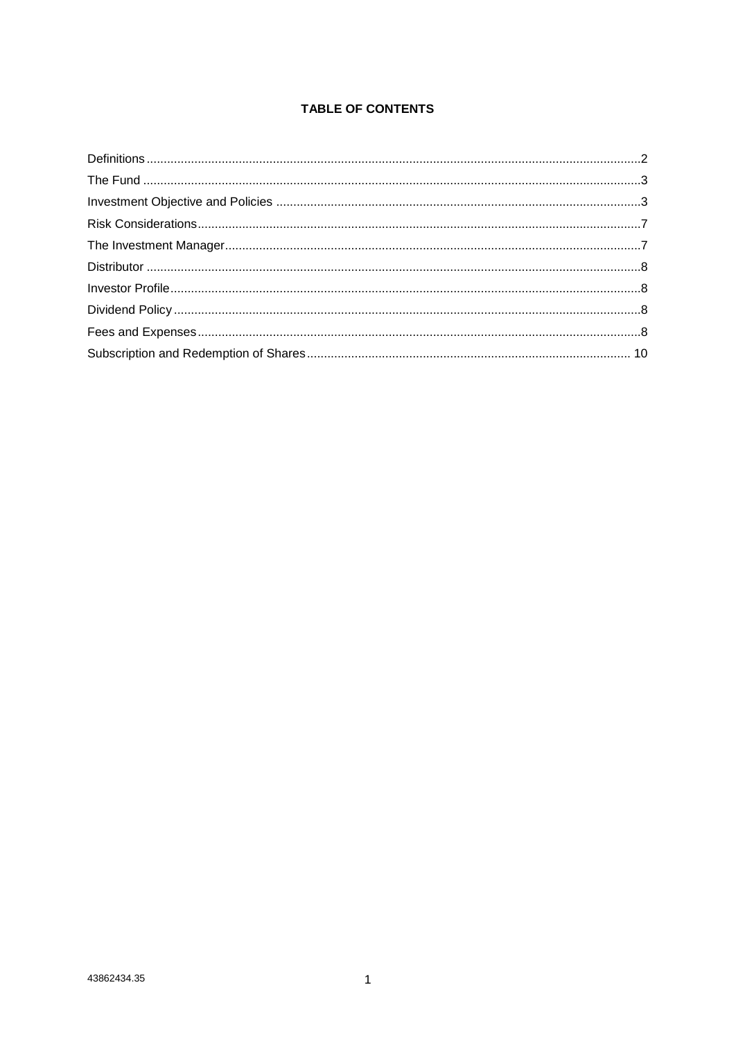**TABLE OF CONTENTS**

| | |
|---|---|
| Definitions | 2 |
| The Fund | 3 |
| Investment Objective and Policies | 3 |
| Risk Considerations | 7 |
| The Investment Manager | 7 |
| Distributor | 8 |
| Investor Profile | 8 |
| Dividend Policy | 8 |
| Fees and Expenses | 8 |
| Subscription and Redemption of Shares | 10 |

43862434.35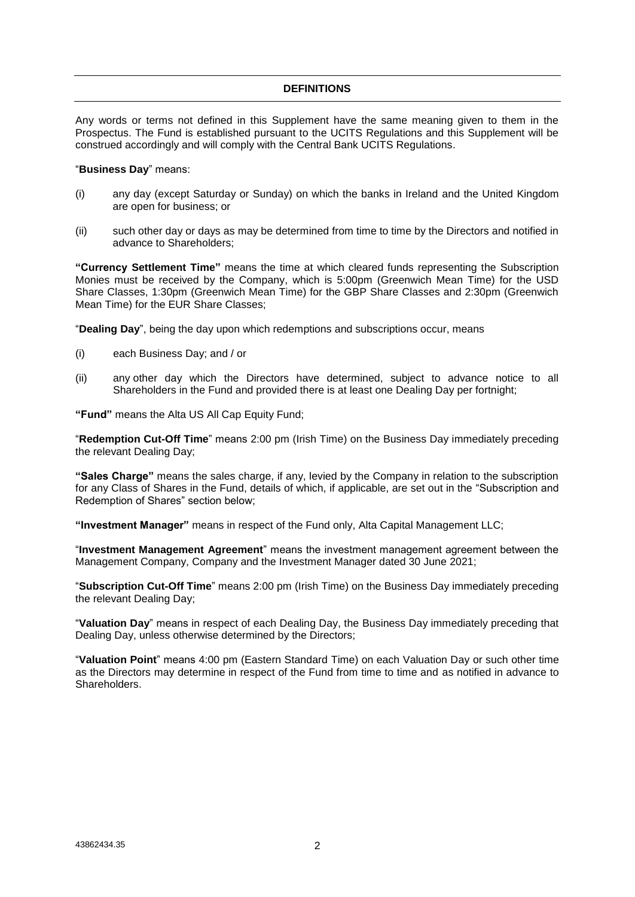## DEFINITIONS

Any words or terms not defined in this Supplement have the same meaning given to them in the Prospectus. The Fund is established pursuant to the UCITS Regulations and this Supplement will be construed accordingly and will comply with the Central Bank UCITS Regulations.

"**Business Day**" means:

(i) any day (except Saturday or Sunday) on which the banks in Ireland and the United Kingdom are open for business; or

(ii) such other day or days as may be determined from time to time by the Directors and notified in advance to Shareholders;

**"Currency Settlement Time"** means the time at which cleared funds representing the Subscription Monies must be received by the Company, which is 5:00pm (Greenwich Mean Time) for the USD Share Classes, 1:30pm (Greenwich Mean Time) for the GBP Share Classes and 2:30pm (Greenwich Mean Time) for the EUR Share Classes;

"**Dealing Day**", being the day upon which redemptions and subscriptions occur, means

(i) each Business Day; and / or

(ii) any other day which the Directors have determined, subject to advance notice to all Shareholders in the Fund and provided there is at least one Dealing Day per fortnight;

**"Fund"** means the Alta US All Cap Equity Fund;

"**Redemption Cut-Off Time**" means 2:00 pm (Irish Time) on the Business Day immediately preceding the relevant Dealing Day;

**"Sales Charge"** means the sales charge, if any, levied by the Company in relation to the subscription for any Class of Shares in the Fund, details of which, if applicable, are set out in the "Subscription and Redemption of Shares" section below;

**"Investment Manager"** means in respect of the Fund only, Alta Capital Management LLC;

"**Investment Management Agreement**" means the investment management agreement between the Management Company, Company and the Investment Manager dated 30 June 2021;

"**Subscription Cut-Off Time**" means 2:00 pm (Irish Time) on the Business Day immediately preceding the relevant Dealing Day;

"**Valuation Day**" means in respect of each Dealing Day, the Business Day immediately preceding that Dealing Day, unless otherwise determined by the Directors;

"**Valuation Point**" means 4:00 pm (Eastern Standard Time) on each Valuation Day or such other time as the Directors may determine in respect of the Fund from time to time and as notified in advance to Shareholders.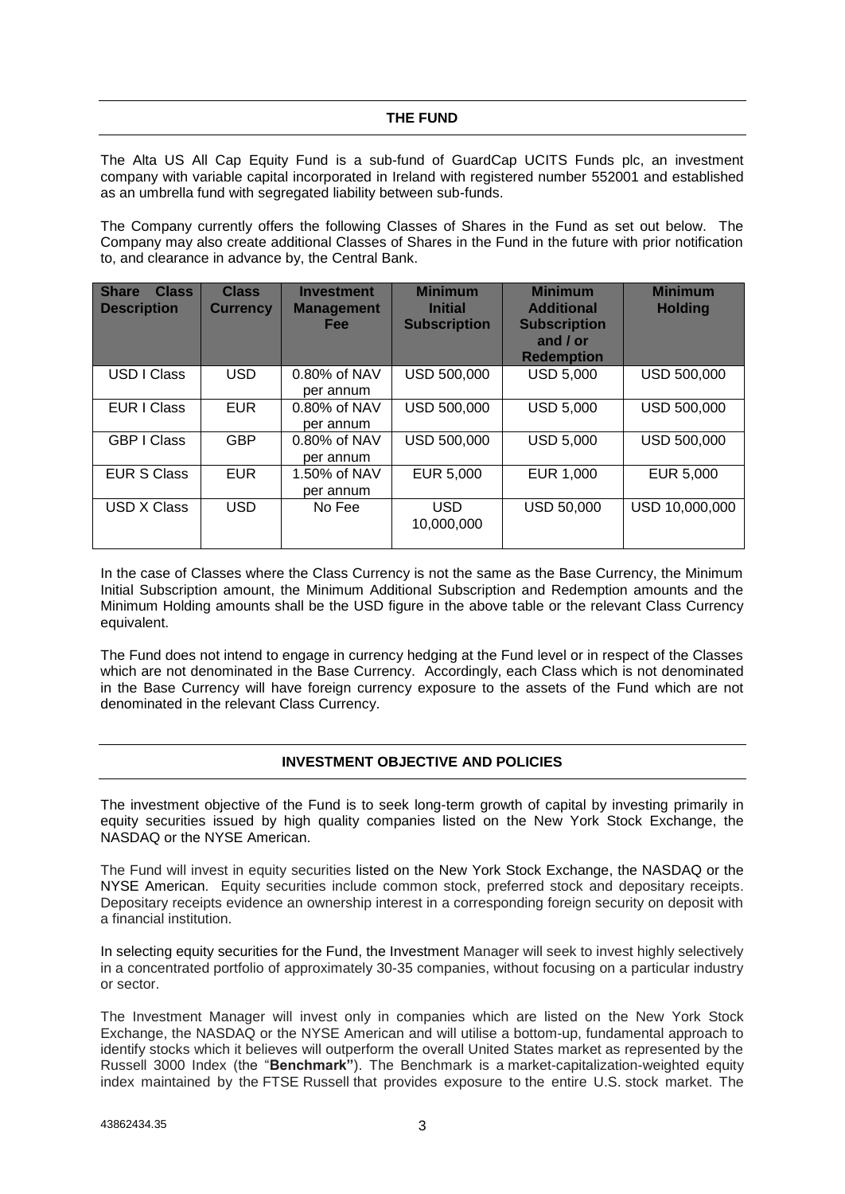## THE FUND

The Alta US All Cap Equity Fund is a sub-fund of GuardCap UCITS Funds plc, an investment company with variable capital incorporated in Ireland with registered number 552001 and established as an umbrella fund with segregated liability between sub-funds.

The Company currently offers the following Classes of Shares in the Fund as set out below. The Company may also create additional Classes of Shares in the Fund in the future with prior notification to, and clearance in advance by, the Central Bank.

| Share Class Description | Class Currency | Investment Management Fee | Minimum Initial Subscription | Minimum Additional Subscription and / or Redemption | Minimum Holding |
|---|---|---|---|---|---|
| USD I Class | USD | 0.80% of NAV per annum | USD 500,000 | USD 5,000 | USD 500,000 |
| EUR I Class | EUR | 0.80% of NAV per annum | USD 500,000 | USD 5,000 | USD 500,000 |
| GBP I Class | GBP | 0.80% of NAV per annum | USD 500,000 | USD 5,000 | USD 500,000 |
| EUR S Class | EUR | 1.50% of NAV per annum | EUR 5,000 | EUR 1,000 | EUR 5,000 |
| USD X Class | USD | No Fee | USD 10,000,000 | USD 50,000 | USD 10,000,000 |

In the case of Classes where the Class Currency is not the same as the Base Currency, the Minimum Initial Subscription amount, the Minimum Additional Subscription and Redemption amounts and the Minimum Holding amounts shall be the USD figure in the above table or the relevant Class Currency equivalent.

The Fund does not intend to engage in currency hedging at the Fund level or in respect of the Classes which are not denominated in the Base Currency. Accordingly, each Class which is not denominated in the Base Currency will have foreign currency exposure to the assets of the Fund which are not denominated in the relevant Class Currency.

## INVESTMENT OBJECTIVE AND POLICIES

The investment objective of the Fund is to seek long-term growth of capital by investing primarily in equity securities issued by high quality companies listed on the New York Stock Exchange, the NASDAQ or the NYSE American.

The Fund will invest in equity securities listed on the New York Stock Exchange, the NASDAQ or the NYSE American. Equity securities include common stock, preferred stock and depositary receipts. Depositary receipts evidence an ownership interest in a corresponding foreign security on deposit with a financial institution.

In selecting equity securities for the Fund, the Investment Manager will seek to invest highly selectively in a concentrated portfolio of approximately 30-35 companies, without focusing on a particular industry or sector.

The Investment Manager will invest only in companies which are listed on the New York Stock Exchange, the NASDAQ or the NYSE American and will utilise a bottom-up, fundamental approach to identify stocks which it believes will outperform the overall United States market as represented by the Russell 3000 Index (the "**Benchmark"**). The Benchmark is a market-capitalization-weighted equity index maintained by the FTSE Russell that provides exposure to the entire U.S. stock market. The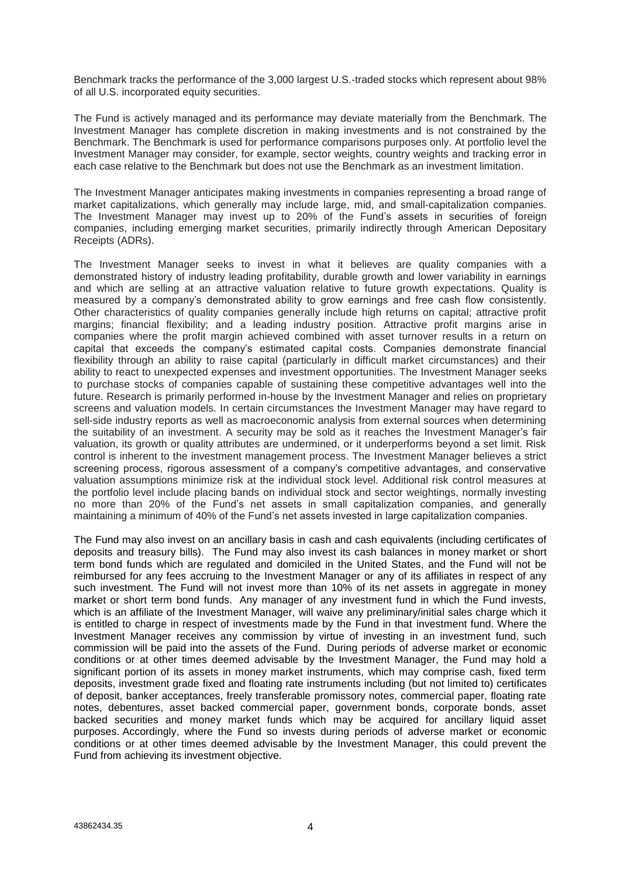Benchmark tracks the performance of the 3,000 largest U.S.-traded stocks which represent about 98% of all U.S. incorporated equity securities.

The Fund is actively managed and its performance may deviate materially from the Benchmark. The Investment Manager has complete discretion in making investments and is not constrained by the Benchmark. The Benchmark is used for performance comparisons purposes only. At portfolio level the Investment Manager may consider, for example, sector weights, country weights and tracking error in each case relative to the Benchmark but does not use the Benchmark as an investment limitation.

The Investment Manager anticipates making investments in companies representing a broad range of market capitalizations, which generally may include large, mid, and small-capitalization companies. The Investment Manager may invest up to 20% of the Fund's assets in securities of foreign companies, including emerging market securities, primarily indirectly through American Depositary Receipts (ADRs).

The Investment Manager seeks to invest in what it believes are quality companies with a demonstrated history of industry leading profitability, durable growth and lower variability in earnings and which are selling at an attractive valuation relative to future growth expectations. Quality is measured by a company's demonstrated ability to grow earnings and free cash flow consistently. Other characteristics of quality companies generally include high returns on capital; attractive profit margins; financial flexibility; and a leading industry position. Attractive profit margins arise in companies where the profit margin achieved combined with asset turnover results in a return on capital that exceeds the company's estimated capital costs. Companies demonstrate financial flexibility through an ability to raise capital (particularly in difficult market circumstances) and their ability to react to unexpected expenses and investment opportunities. The Investment Manager seeks to purchase stocks of companies capable of sustaining these competitive advantages well into the future. Research is primarily performed in-house by the Investment Manager and relies on proprietary screens and valuation models. In certain circumstances the Investment Manager may have regard to sell-side industry reports as well as macroeconomic analysis from external sources when determining the suitability of an investment. A security may be sold as it reaches the Investment Manager's fair valuation, its growth or quality attributes are undermined, or it underperforms beyond a set limit. Risk control is inherent to the investment management process. The Investment Manager believes a strict screening process, rigorous assessment of a company's competitive advantages, and conservative valuation assumptions minimize risk at the individual stock level. Additional risk control measures at the portfolio level include placing bands on individual stock and sector weightings, normally investing no more than 20% of the Fund's net assets in small capitalization companies, and generally maintaining a minimum of 40% of the Fund's net assets invested in large capitalization companies.

The Fund may also invest on an ancillary basis in cash and cash equivalents (including certificates of deposits and treasury bills). The Fund may also invest its cash balances in money market or short term bond funds which are regulated and domiciled in the United States, and the Fund will not be reimbursed for any fees accruing to the Investment Manager or any of its affiliates in respect of any such investment. The Fund will not invest more than 10% of its net assets in aggregate in money market or short term bond funds. Any manager of any investment fund in which the Fund invests, which is an affiliate of the Investment Manager, will waive any preliminary/initial sales charge which it is entitled to charge in respect of investments made by the Fund in that investment fund. Where the Investment Manager receives any commission by virtue of investing in an investment fund, such commission will be paid into the assets of the Fund. During periods of adverse market or economic conditions or at other times deemed advisable by the Investment Manager, the Fund may hold a significant portion of its assets in money market instruments, which may comprise cash, fixed term deposits, investment grade fixed and floating rate instruments including (but not limited to) certificates of deposit, banker acceptances, freely transferable promissory notes, commercial paper, floating rate notes, debentures, asset backed commercial paper, government bonds, corporate bonds, asset backed securities and money market funds which may be acquired for ancillary liquid asset purposes. Accordingly, where the Fund so invests during periods of adverse market or economic conditions or at other times deemed advisable by the Investment Manager, this could prevent the Fund from achieving its investment objective.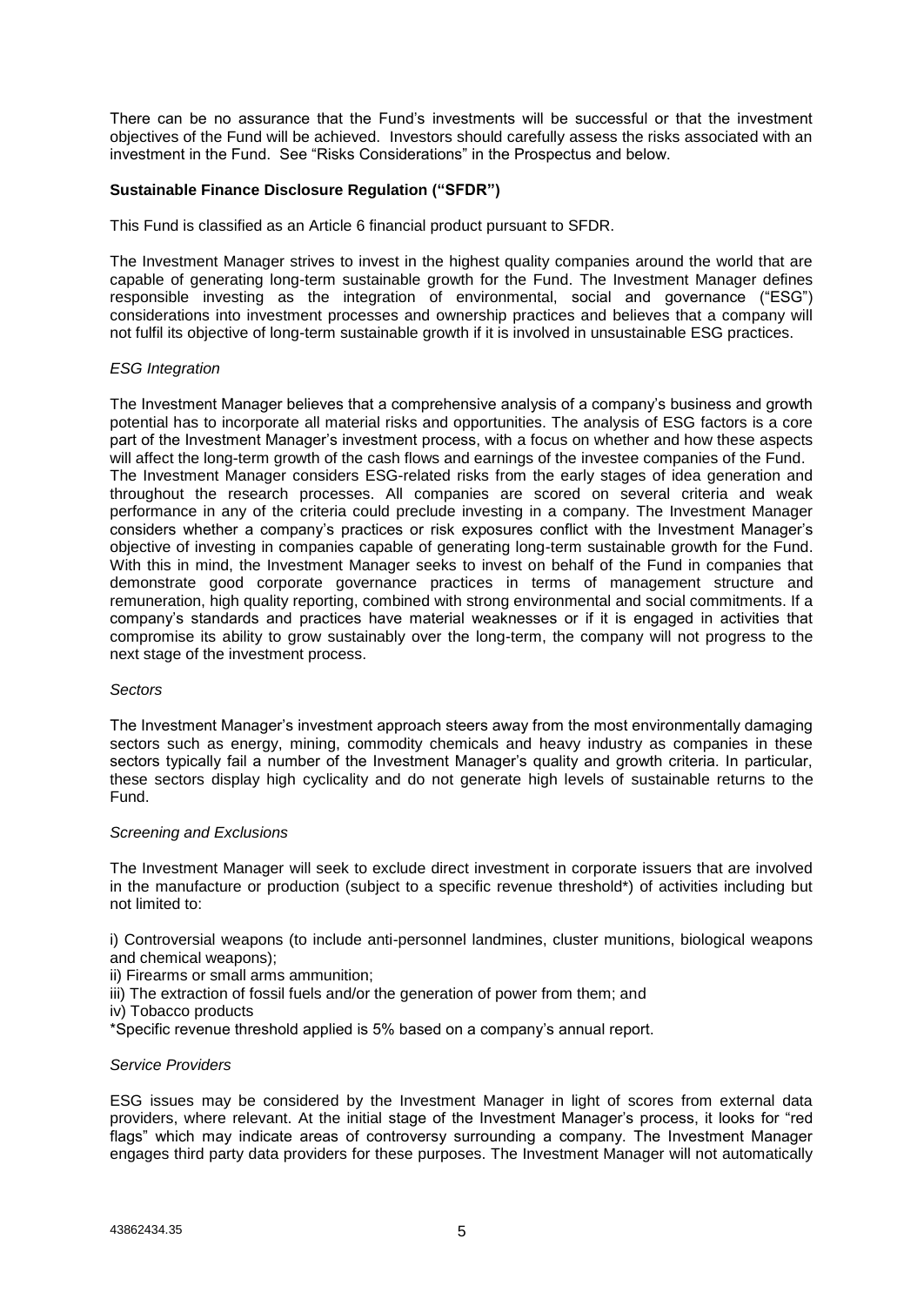There can be no assurance that the Fund's investments will be successful or that the investment objectives of the Fund will be achieved. Investors should carefully assess the risks associated with an investment in the Fund. See "Risks Considerations" in the Prospectus and below.

**Sustainable Finance Disclosure Regulation ("SFDR")**

This Fund is classified as an Article 6 financial product pursuant to SFDR.

The Investment Manager strives to invest in the highest quality companies around the world that are capable of generating long-term sustainable growth for the Fund. The Investment Manager defines responsible investing as the integration of environmental, social and governance ("ESG") considerations into investment processes and ownership practices and believes that a company will not fulfil its objective of long-term sustainable growth if it is involved in unsustainable ESG practices.

*ESG Integration*

The Investment Manager believes that a comprehensive analysis of a company's business and growth potential has to incorporate all material risks and opportunities. The analysis of ESG factors is a core part of the Investment Manager's investment process, with a focus on whether and how these aspects will affect the long-term growth of the cash flows and earnings of the investee companies of the Fund. The Investment Manager considers ESG-related risks from the early stages of idea generation and throughout the research processes. All companies are scored on several criteria and weak performance in any of the criteria could preclude investing in a company. The Investment Manager considers whether a company's practices or risk exposures conflict with the Investment Manager's objective of investing in companies capable of generating long-term sustainable growth for the Fund. With this in mind, the Investment Manager seeks to invest on behalf of the Fund in companies that demonstrate good corporate governance practices in terms of management structure and remuneration, high quality reporting, combined with strong environmental and social commitments. If a company's standards and practices have material weaknesses or if it is engaged in activities that compromise its ability to grow sustainably over the long-term, the company will not progress to the next stage of the investment process.

*Sectors*

The Investment Manager's investment approach steers away from the most environmentally damaging sectors such as energy, mining, commodity chemicals and heavy industry as companies in these sectors typically fail a number of the Investment Manager's quality and growth criteria. In particular, these sectors display high cyclicality and do not generate high levels of sustainable returns to the Fund.

*Screening and Exclusions*

The Investment Manager will seek to exclude direct investment in corporate issuers that are involved in the manufacture or production (subject to a specific revenue threshold*) of activities including but not limited to:

i) Controversial weapons (to include anti-personnel landmines, cluster munitions, biological weapons and chemical weapons);
ii) Firearms or small arms ammunition;
iii) The extraction of fossil fuels and/or the generation of power from them; and
iv) Tobacco products

*Specific revenue threshold applied is 5% based on a company's annual report.

*Service Providers*

ESG issues may be considered by the Investment Manager in light of scores from external data providers, where relevant. At the initial stage of the Investment Manager's process, it looks for "red flags" which may indicate areas of controversy surrounding a company. The Investment Manager engages third party data providers for these purposes. The Investment Manager will not automatically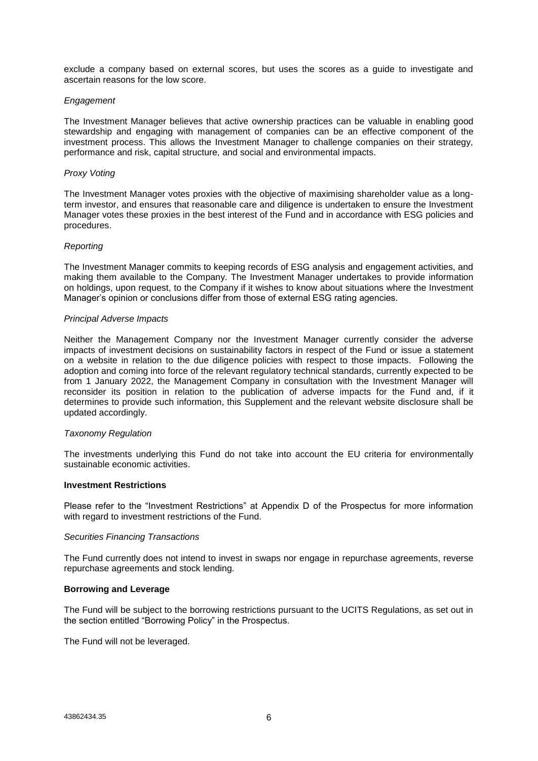exclude a company based on external scores, but uses the scores as a guide to investigate and ascertain reasons for the low score.

*Engagement*

The Investment Manager believes that active ownership practices can be valuable in enabling good stewardship and engaging with management of companies can be an effective component of the investment process. This allows the Investment Manager to challenge companies on their strategy, performance and risk, capital structure, and social and environmental impacts.

*Proxy Voting*

The Investment Manager votes proxies with the objective of maximising shareholder value as a long-term investor, and ensures that reasonable care and diligence is undertaken to ensure the Investment Manager votes these proxies in the best interest of the Fund and in accordance with ESG policies and procedures.

*Reporting*

The Investment Manager commits to keeping records of ESG analysis and engagement activities, and making them available to the Company. The Investment Manager undertakes to provide information on holdings, upon request, to the Company if it wishes to know about situations where the Investment Manager's opinion or conclusions differ from those of external ESG rating agencies.

*Principal Adverse Impacts*

Neither the Management Company nor the Investment Manager currently consider the adverse impacts of investment decisions on sustainability factors in respect of the Fund or issue a statement on a website in relation to the due diligence policies with respect to those impacts. Following the adoption and coming into force of the relevant regulatory technical standards, currently expected to be from 1 January 2022, the Management Company in consultation with the Investment Manager will reconsider its position in relation to the publication of adverse impacts for the Fund and, if it determines to provide such information, this Supplement and the relevant website disclosure shall be updated accordingly.

*Taxonomy Regulation*

The investments underlying this Fund do not take into account the EU criteria for environmentally sustainable economic activities.

**Investment Restrictions**

Please refer to the "Investment Restrictions" at Appendix D of the Prospectus for more information with regard to investment restrictions of the Fund.

*Securities Financing Transactions*

The Fund currently does not intend to invest in swaps nor engage in repurchase agreements, reverse repurchase agreements and stock lending.

**Borrowing and Leverage**

The Fund will be subject to the borrowing restrictions pursuant to the UCITS Regulations, as set out in the section entitled "Borrowing Policy" in the Prospectus.

The Fund will not be leveraged.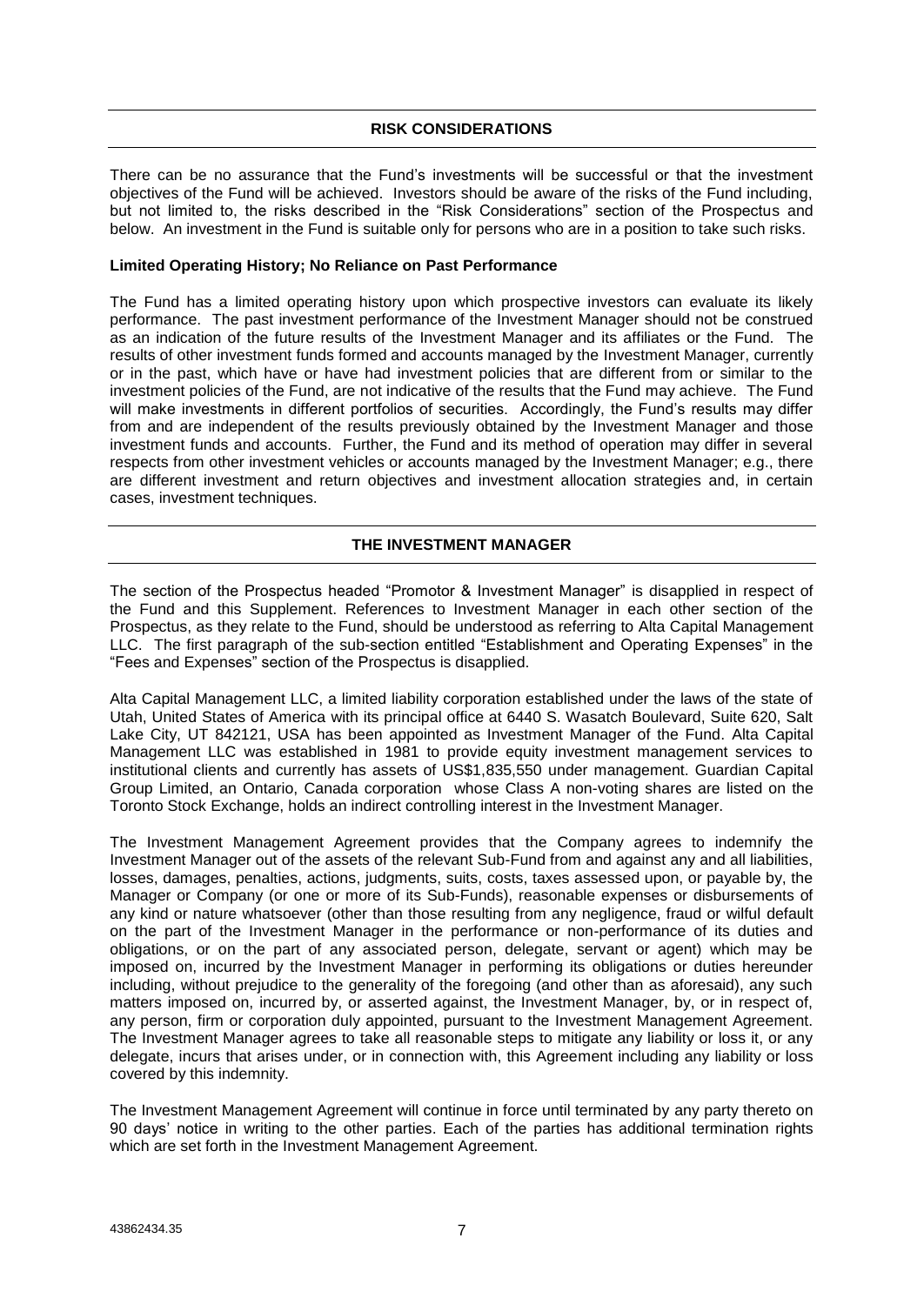## RISK CONSIDERATIONS

There can be no assurance that the Fund's investments will be successful or that the investment objectives of the Fund will be achieved. Investors should be aware of the risks of the Fund including, but not limited to, the risks described in the "Risk Considerations" section of the Prospectus and below. An investment in the Fund is suitable only for persons who are in a position to take such risks.

**Limited Operating History; No Reliance on Past Performance**

The Fund has a limited operating history upon which prospective investors can evaluate its likely performance. The past investment performance of the Investment Manager should not be construed as an indication of the future results of the Investment Manager and its affiliates or the Fund. The results of other investment funds formed and accounts managed by the Investment Manager, currently or in the past, which have or have had investment policies that are different from or similar to the investment policies of the Fund, are not indicative of the results that the Fund may achieve. The Fund will make investments in different portfolios of securities. Accordingly, the Fund's results may differ from and are independent of the results previously obtained by the Investment Manager and those investment funds and accounts. Further, the Fund and its method of operation may differ in several respects from other investment vehicles or accounts managed by the Investment Manager; e.g., there are different investment and return objectives and investment allocation strategies and, in certain cases, investment techniques.

## THE INVESTMENT MANAGER

The section of the Prospectus headed "Promotor & Investment Manager" is disapplied in respect of the Fund and this Supplement. References to Investment Manager in each other section of the Prospectus, as they relate to the Fund, should be understood as referring to Alta Capital Management LLC. The first paragraph of the sub-section entitled "Establishment and Operating Expenses" in the "Fees and Expenses" section of the Prospectus is disapplied.

Alta Capital Management LLC, a limited liability corporation established under the laws of the state of Utah, United States of America with its principal office at 6440 S. Wasatch Boulevard, Suite 620, Salt Lake City, UT 842121, USA has been appointed as Investment Manager of the Fund. Alta Capital Management LLC was established in 1981 to provide equity investment management services to institutional clients and currently has assets of US$1,835,550 under management. Guardian Capital Group Limited, an Ontario, Canada corporation whose Class A non-voting shares are listed on the Toronto Stock Exchange, holds an indirect controlling interest in the Investment Manager.

The Investment Management Agreement provides that the Company agrees to indemnify the Investment Manager out of the assets of the relevant Sub-Fund from and against any and all liabilities, losses, damages, penalties, actions, judgments, suits, costs, taxes assessed upon, or payable by, the Manager or Company (or one or more of its Sub-Funds), reasonable expenses or disbursements of any kind or nature whatsoever (other than those resulting from any negligence, fraud or wilful default on the part of the Investment Manager in the performance or non-performance of its duties and obligations, or on the part of any associated person, delegate, servant or agent) which may be imposed on, incurred by the Investment Manager in performing its obligations or duties hereunder including, without prejudice to the generality of the foregoing (and other than as aforesaid), any such matters imposed on, incurred by, or asserted against, the Investment Manager, by, or in respect of, any person, firm or corporation duly appointed, pursuant to the Investment Management Agreement. The Investment Manager agrees to take all reasonable steps to mitigate any liability or loss it, or any delegate, incurs that arises under, or in connection with, this Agreement including any liability or loss covered by this indemnity.

The Investment Management Agreement will continue in force until terminated by any party thereto on 90 days' notice in writing to the other parties. Each of the parties has additional termination rights which are set forth in the Investment Management Agreement.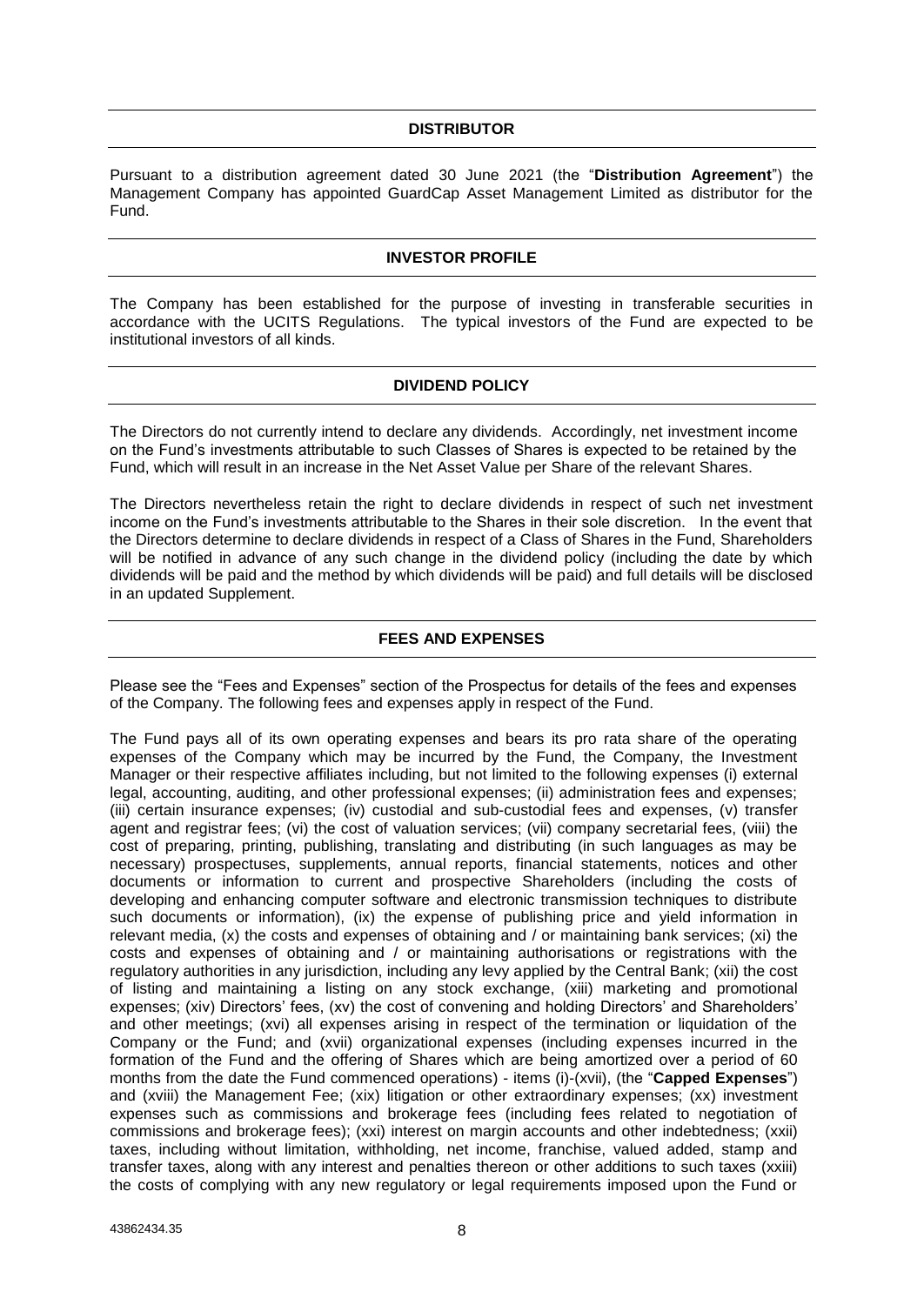## DISTRIBUTOR

Pursuant to a distribution agreement dated 30 June 2021 (the "**Distribution Agreement**") the Management Company has appointed GuardCap Asset Management Limited as distributor for the Fund.

## INVESTOR PROFILE

The Company has been established for the purpose of investing in transferable securities in accordance with the UCITS Regulations. The typical investors of the Fund are expected to be institutional investors of all kinds.

## DIVIDEND POLICY

The Directors do not currently intend to declare any dividends. Accordingly, net investment income on the Fund's investments attributable to such Classes of Shares is expected to be retained by the Fund, which will result in an increase in the Net Asset Value per Share of the relevant Shares.

The Directors nevertheless retain the right to declare dividends in respect of such net investment income on the Fund's investments attributable to the Shares in their sole discretion. In the event that the Directors determine to declare dividends in respect of a Class of Shares in the Fund, Shareholders will be notified in advance of any such change in the dividend policy (including the date by which dividends will be paid and the method by which dividends will be paid) and full details will be disclosed in an updated Supplement.

## FEES AND EXPENSES

Please see the "Fees and Expenses" section of the Prospectus for details of the fees and expenses of the Company. The following fees and expenses apply in respect of the Fund.

The Fund pays all of its own operating expenses and bears its pro rata share of the operating expenses of the Company which may be incurred by the Fund, the Company, the Investment Manager or their respective affiliates including, but not limited to the following expenses (i) external legal, accounting, auditing, and other professional expenses; (ii) administration fees and expenses; (iii) certain insurance expenses; (iv) custodial and sub-custodial fees and expenses, (v) transfer agent and registrar fees; (vi) the cost of valuation services; (vii) company secretarial fees, (viii) the cost of preparing, printing, publishing, translating and distributing (in such languages as may be necessary) prospectuses, supplements, annual reports, financial statements, notices and other documents or information to current and prospective Shareholders (including the costs of developing and enhancing computer software and electronic transmission techniques to distribute such documents or information), (ix) the expense of publishing price and yield information in relevant media, (x) the costs and expenses of obtaining and / or maintaining bank services; (xi) the costs and expenses of obtaining and / or maintaining authorisations or registrations with the regulatory authorities in any jurisdiction, including any levy applied by the Central Bank; (xii) the cost of listing and maintaining a listing on any stock exchange, (xiii) marketing and promotional expenses; (xiv) Directors' fees, (xv) the cost of convening and holding Directors' and Shareholders' and other meetings; (xvi) all expenses arising in respect of the termination or liquidation of the Company or the Fund; and (xvii) organizational expenses (including expenses incurred in the formation of the Fund and the offering of Shares which are being amortized over a period of 60 months from the date the Fund commenced operations) - items (i)-(xvii), (the "**Capped Expenses**") and (xviii) the Management Fee; (xix) litigation or other extraordinary expenses; (xx) investment expenses such as commissions and brokerage fees (including fees related to negotiation of commissions and brokerage fees); (xxi) interest on margin accounts and other indebtedness; (xxii) taxes, including without limitation, withholding, net income, franchise, valued added, stamp and transfer taxes, along with any interest and penalties thereon or other additions to such taxes (xxiii) the costs of complying with any new regulatory or legal requirements imposed upon the Fund or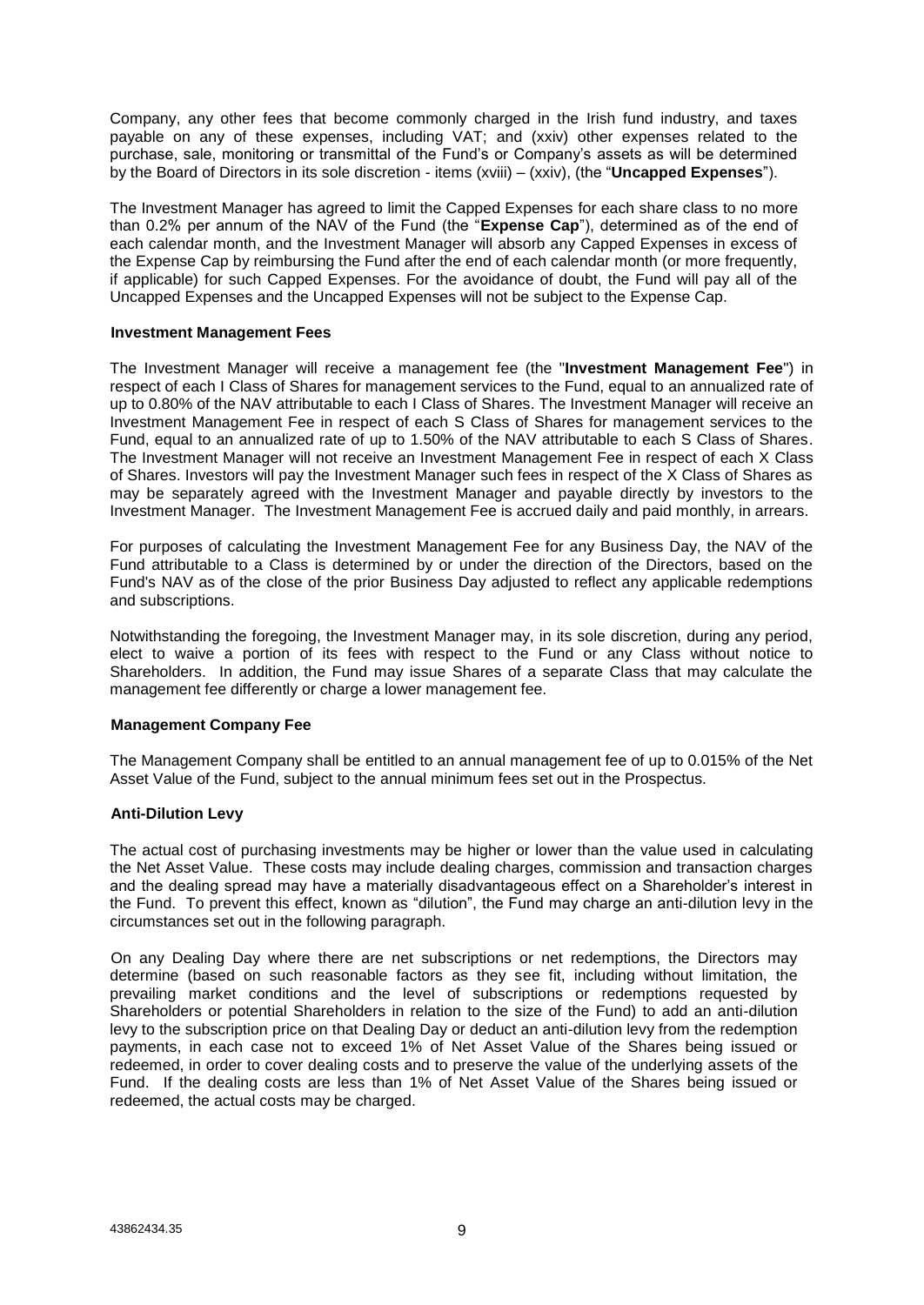Company, any other fees that become commonly charged in the Irish fund industry, and taxes payable on any of these expenses, including VAT; and (xxiv) other expenses related to the purchase, sale, monitoring or transmittal of the Fund's or Company's assets as will be determined by the Board of Directors in its sole discretion - items (xviii) – (xxiv), (the "**Uncapped Expenses**").

The Investment Manager has agreed to limit the Capped Expenses for each share class to no more than 0.2% per annum of the NAV of the Fund (the "**Expense Cap**"), determined as of the end of each calendar month, and the Investment Manager will absorb any Capped Expenses in excess of the Expense Cap by reimbursing the Fund after the end of each calendar month (or more frequently, if applicable) for such Capped Expenses. For the avoidance of doubt, the Fund will pay all of the Uncapped Expenses and the Uncapped Expenses will not be subject to the Expense Cap.

### Investment Management Fees

The Investment Manager will receive a management fee (the "**Investment Management Fee**") in respect of each I Class of Shares for management services to the Fund, equal to an annualized rate of up to 0.80% of the NAV attributable to each I Class of Shares. The Investment Manager will receive an Investment Management Fee in respect of each S Class of Shares for management services to the Fund, equal to an annualized rate of up to 1.50% of the NAV attributable to each S Class of Shares. The Investment Manager will not receive an Investment Management Fee in respect of each X Class of Shares. Investors will pay the Investment Manager such fees in respect of the X Class of Shares as may be separately agreed with the Investment Manager and payable directly by investors to the Investment Manager. The Investment Management Fee is accrued daily and paid monthly, in arrears.

For purposes of calculating the Investment Management Fee for any Business Day, the NAV of the Fund attributable to a Class is determined by or under the direction of the Directors, based on the Fund's NAV as of the close of the prior Business Day adjusted to reflect any applicable redemptions and subscriptions.

Notwithstanding the foregoing, the Investment Manager may, in its sole discretion, during any period, elect to waive a portion of its fees with respect to the Fund or any Class without notice to Shareholders. In addition, the Fund may issue Shares of a separate Class that may calculate the management fee differently or charge a lower management fee.

### Management Company Fee

The Management Company shall be entitled to an annual management fee of up to 0.015% of the Net Asset Value of the Fund, subject to the annual minimum fees set out in the Prospectus.

### Anti-Dilution Levy

The actual cost of purchasing investments may be higher or lower than the value used in calculating the Net Asset Value. These costs may include dealing charges, commission and transaction charges and the dealing spread may have a materially disadvantageous effect on a Shareholder's interest in the Fund. To prevent this effect, known as "dilution", the Fund may charge an anti-dilution levy in the circumstances set out in the following paragraph.

On any Dealing Day where there are net subscriptions or net redemptions, the Directors may determine (based on such reasonable factors as they see fit, including without limitation, the prevailing market conditions and the level of subscriptions or redemptions requested by Shareholders or potential Shareholders in relation to the size of the Fund) to add an anti-dilution levy to the subscription price on that Dealing Day or deduct an anti-dilution levy from the redemption payments, in each case not to exceed 1% of Net Asset Value of the Shares being issued or redeemed, in order to cover dealing costs and to preserve the value of the underlying assets of the Fund. If the dealing costs are less than 1% of Net Asset Value of the Shares being issued or redeemed, the actual costs may be charged.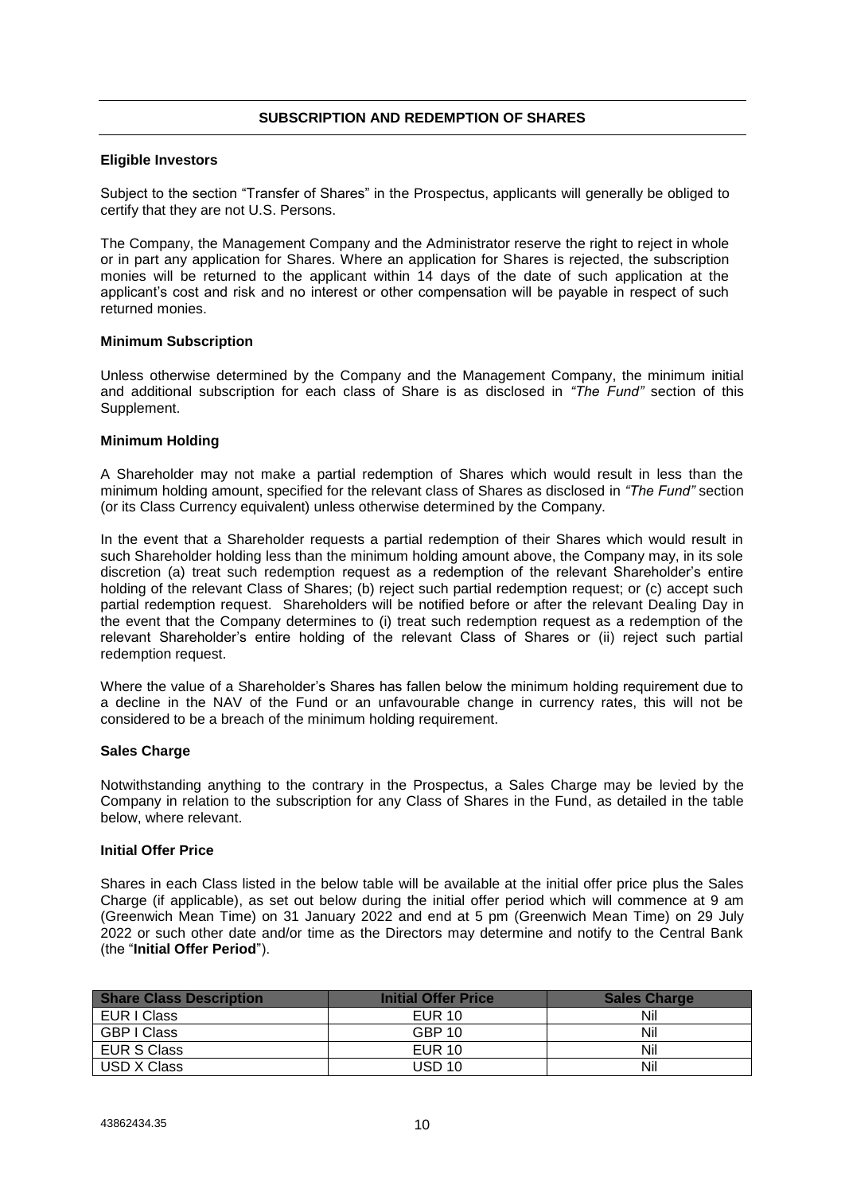## SUBSCRIPTION AND REDEMPTION OF SHARES

**Eligible Investors**

Subject to the section "Transfer of Shares" in the Prospectus, applicants will generally be obliged to certify that they are not U.S. Persons.

The Company, the Management Company and the Administrator reserve the right to reject in whole or in part any application for Shares. Where an application for Shares is rejected, the subscription monies will be returned to the applicant within 14 days of the date of such application at the applicant's cost and risk and no interest or other compensation will be payable in respect of such returned monies.

**Minimum Subscription**

Unless otherwise determined by the Company and the Management Company, the minimum initial and additional subscription for each class of Share is as disclosed in *"The Fund"* section of this Supplement.

**Minimum Holding**

A Shareholder may not make a partial redemption of Shares which would result in less than the minimum holding amount, specified for the relevant class of Shares as disclosed in *"The Fund"* section (or its Class Currency equivalent) unless otherwise determined by the Company.

In the event that a Shareholder requests a partial redemption of their Shares which would result in such Shareholder holding less than the minimum holding amount above, the Company may, in its sole discretion (a) treat such redemption request as a redemption of the relevant Shareholder's entire holding of the relevant Class of Shares; (b) reject such partial redemption request; or (c) accept such partial redemption request. Shareholders will be notified before or after the relevant Dealing Day in the event that the Company determines to (i) treat such redemption request as a redemption of the relevant Shareholder's entire holding of the relevant Class of Shares or (ii) reject such partial redemption request.

Where the value of a Shareholder's Shares has fallen below the minimum holding requirement due to a decline in the NAV of the Fund or an unfavourable change in currency rates, this will not be considered to be a breach of the minimum holding requirement.

**Sales Charge**

Notwithstanding anything to the contrary in the Prospectus, a Sales Charge may be levied by the Company in relation to the subscription for any Class of Shares in the Fund, as detailed in the table below, where relevant.

**Initial Offer Price**

Shares in each Class listed in the below table will be available at the initial offer price plus the Sales Charge (if applicable), as set out below during the initial offer period which will commence at 9 am (Greenwich Mean Time) on 31 January 2022 and end at 5 pm (Greenwich Mean Time) on 29 July 2022 or such other date and/or time as the Directors may determine and notify to the Central Bank (the "**Initial Offer Period**").

| Share Class Description | Initial Offer Price | Sales Charge |
| --- | --- | --- |
| EUR I Class | EUR 10 | Nil |
| GBP I Class | GBP 10 | Nil |
| EUR S Class | EUR 10 | Nil |
| USD X Class | USD 10 | Nil |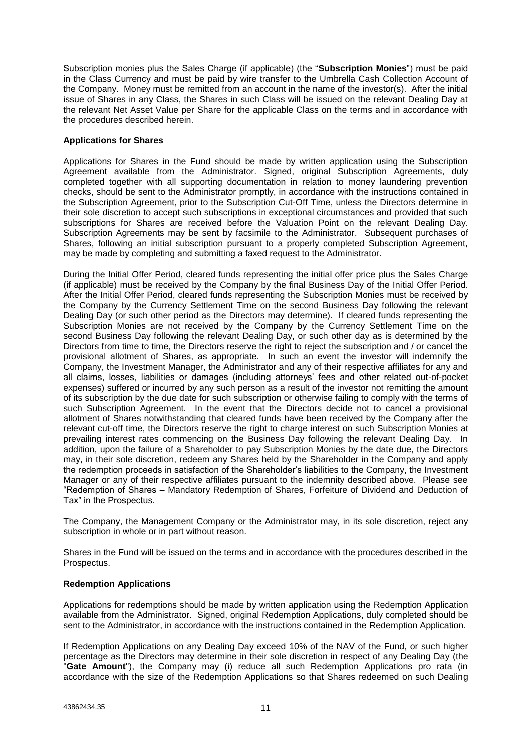Subscription monies plus the Sales Charge (if applicable) (the "**Subscription Monies**") must be paid in the Class Currency and must be paid by wire transfer to the Umbrella Cash Collection Account of the Company. Money must be remitted from an account in the name of the investor(s). After the initial issue of Shares in any Class, the Shares in such Class will be issued on the relevant Dealing Day at the relevant Net Asset Value per Share for the applicable Class on the terms and in accordance with the procedures described herein.

**Applications for Shares**

Applications for Shares in the Fund should be made by written application using the Subscription Agreement available from the Administrator. Signed, original Subscription Agreements, duly completed together with all supporting documentation in relation to money laundering prevention checks, should be sent to the Administrator promptly, in accordance with the instructions contained in the Subscription Agreement, prior to the Subscription Cut-Off Time, unless the Directors determine in their sole discretion to accept such subscriptions in exceptional circumstances and provided that such subscriptions for Shares are received before the Valuation Point on the relevant Dealing Day. Subscription Agreements may be sent by facsimile to the Administrator. Subsequent purchases of Shares, following an initial subscription pursuant to a properly completed Subscription Agreement, may be made by completing and submitting a faxed request to the Administrator.

During the Initial Offer Period, cleared funds representing the initial offer price plus the Sales Charge (if applicable) must be received by the Company by the final Business Day of the Initial Offer Period. After the Initial Offer Period, cleared funds representing the Subscription Monies must be received by the Company by the Currency Settlement Time on the second Business Day following the relevant Dealing Day (or such other period as the Directors may determine). If cleared funds representing the Subscription Monies are not received by the Company by the Currency Settlement Time on the second Business Day following the relevant Dealing Day, or such other day as is determined by the Directors from time to time, the Directors reserve the right to reject the subscription and / or cancel the provisional allotment of Shares, as appropriate. In such an event the investor will indemnify the Company, the Investment Manager, the Administrator and any of their respective affiliates for any and all claims, losses, liabilities or damages (including attorneys' fees and other related out-of-pocket expenses) suffered or incurred by any such person as a result of the investor not remitting the amount of its subscription by the due date for such subscription or otherwise failing to comply with the terms of such Subscription Agreement. In the event that the Directors decide not to cancel a provisional allotment of Shares notwithstanding that cleared funds have been received by the Company after the relevant cut-off time, the Directors reserve the right to charge interest on such Subscription Monies at prevailing interest rates commencing on the Business Day following the relevant Dealing Day. In addition, upon the failure of a Shareholder to pay Subscription Monies by the date due, the Directors may, in their sole discretion, redeem any Shares held by the Shareholder in the Company and apply the redemption proceeds in satisfaction of the Shareholder's liabilities to the Company, the Investment Manager or any of their respective affiliates pursuant to the indemnity described above. Please see "Redemption of Shares – Mandatory Redemption of Shares, Forfeiture of Dividend and Deduction of Tax" in the Prospectus.

The Company, the Management Company or the Administrator may, in its sole discretion, reject any subscription in whole or in part without reason.

Shares in the Fund will be issued on the terms and in accordance with the procedures described in the Prospectus.

**Redemption Applications**

Applications for redemptions should be made by written application using the Redemption Application available from the Administrator. Signed, original Redemption Applications, duly completed should be sent to the Administrator, in accordance with the instructions contained in the Redemption Application.

If Redemption Applications on any Dealing Day exceed 10% of the NAV of the Fund, or such higher percentage as the Directors may determine in their sole discretion in respect of any Dealing Day (the "**Gate Amount**"), the Company may (i) reduce all such Redemption Applications pro rata (in accordance with the size of the Redemption Applications so that Shares redeemed on such Dealing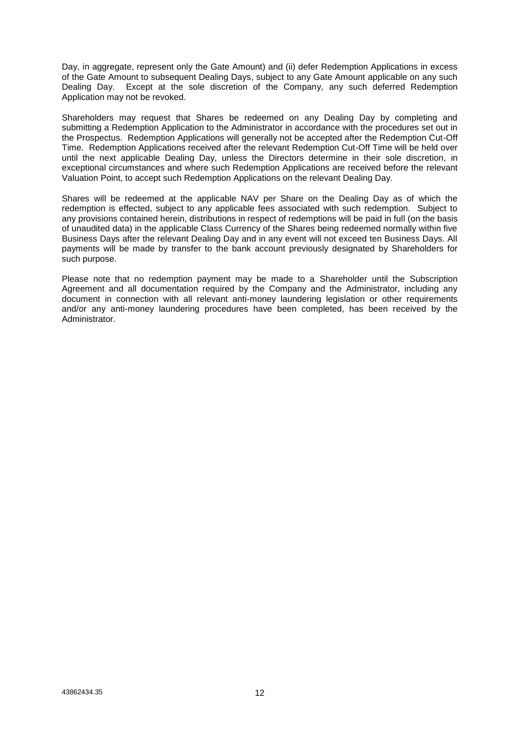Day, in aggregate, represent only the Gate Amount) and (ii) defer Redemption Applications in excess of the Gate Amount to subsequent Dealing Days, subject to any Gate Amount applicable on any such Dealing Day. Except at the sole discretion of the Company, any such deferred Redemption Application may not be revoked.

Shareholders may request that Shares be redeemed on any Dealing Day by completing and submitting a Redemption Application to the Administrator in accordance with the procedures set out in the Prospectus. Redemption Applications will generally not be accepted after the Redemption Cut-Off Time. Redemption Applications received after the relevant Redemption Cut-Off Time will be held over until the next applicable Dealing Day, unless the Directors determine in their sole discretion, in exceptional circumstances and where such Redemption Applications are received before the relevant Valuation Point, to accept such Redemption Applications on the relevant Dealing Day.

Shares will be redeemed at the applicable NAV per Share on the Dealing Day as of which the redemption is effected, subject to any applicable fees associated with such redemption. Subject to any provisions contained herein, distributions in respect of redemptions will be paid in full (on the basis of unaudited data) in the applicable Class Currency of the Shares being redeemed normally within five Business Days after the relevant Dealing Day and in any event will not exceed ten Business Days. All payments will be made by transfer to the bank account previously designated by Shareholders for such purpose.

Please note that no redemption payment may be made to a Shareholder until the Subscription Agreement and all documentation required by the Company and the Administrator, including any document in connection with all relevant anti-money laundering legislation or other requirements and/or any anti-money laundering procedures have been completed, has been received by the Administrator.